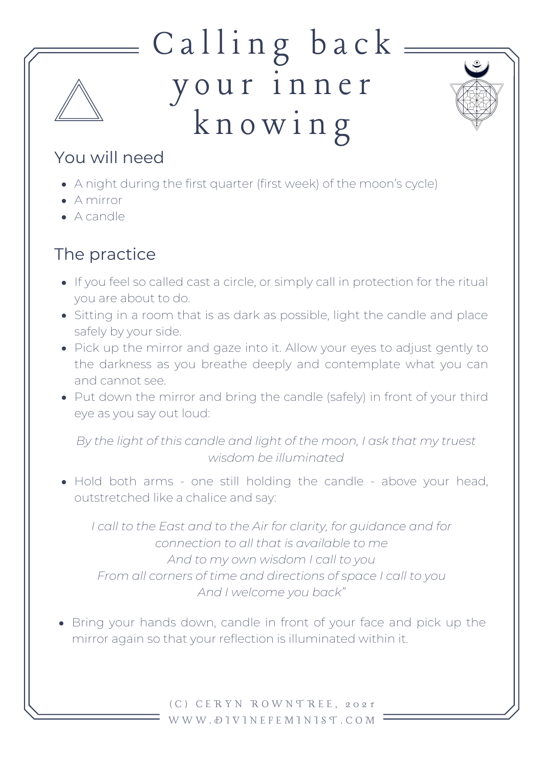# Calling back your inner knowing

## You will need

- A night during the first quarter (first week) of the moon's cycle)
- A mirror
- A candle

## The practice

- If you feel so called cast a circle, or simply call in protection for the ritual you are about to do.
- Sitting in a room that is as dark as possible, light the candle and place safely by your side.
- Pick up the mirror and gaze into it. Allow your eyes to adjust gently to the darkness as you breathe deeply and contemplate what you can and cannot see.
- Put down the mirror and bring the candle (safely) in front of your third eye as you say out loud:

*By the light of this candle and light of the moon, I ask that my truest wisdom be illuminated*

- Hold both arms - one still holding the candle - above your head, outstretched like a chalice and say:

*I call to the East and to the Air for clarity, for guidance and for connection to all that is available to me*
*And to my own wisdom I call to you*
*From all corners of time and directions of space I call to you*
*And I welcome you back"*

- Bring your hands down, candle in front of your face and pick up the mirror again so that your reflection is illuminated within it.

(C) CERYN ROWNTREE, 2021
WWW.DIVINEFEMINIST.COM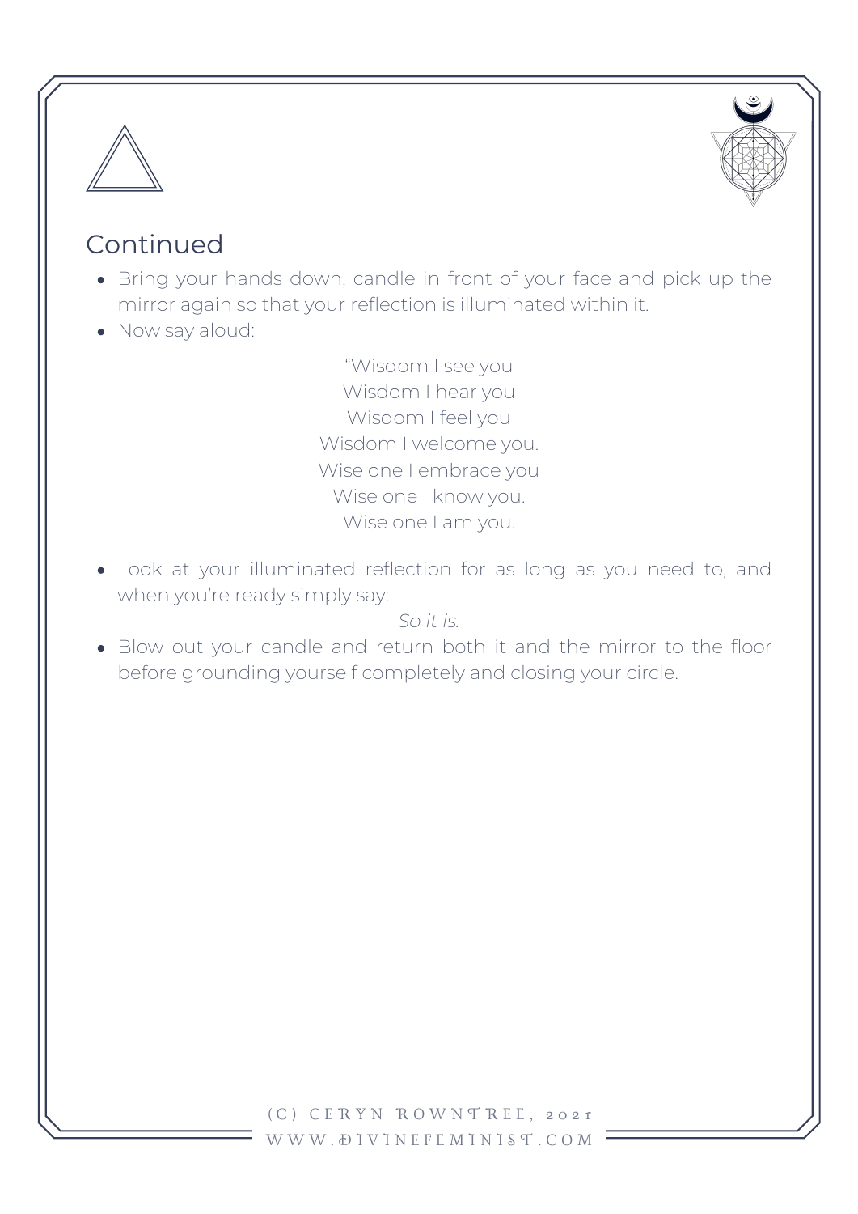## Continued

- Bring your hands down, candle in front of your face and pick up the mirror again so that your reflection is illuminated within it.
- Now say aloud:

"Wisdom I see you  
Wisdom I hear you  
Wisdom I feel you  
Wisdom I welcome you.  
Wise one I embrace you  
Wise one I know you.  
Wise one I am you.

- Look at your illuminated reflection for as long as you need to, and when you're ready simply say:

*So it is.*

- Blow out your candle and return both it and the mirror to the floor before grounding yourself completely and closing your circle.